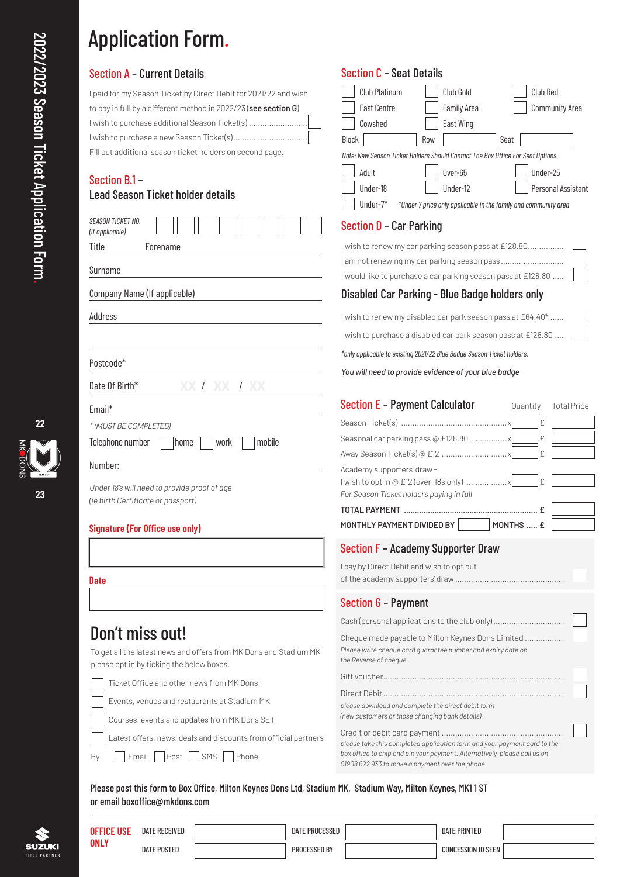# Application Form.

## Section A – Current Details

I paid for my Season Ticket by Direct Debit for 2021/22 and wish to pay in full by a different method in 2022/23 (**see section G**)

I wish to purchase additional Season Ticket(s) ..........................

I wish to purchase a new Season Ticket(s)................................

Fill out additional season ticket holders on second page.

## Section B.1 – Lead Season Ticket holder details

*SEASON TICKET NO. (If applicable)*

Title Forename

Surname

Company Name (If applicable)

Address

Postcode*

Date Of Birth* XX / XX / XX

Email*

*\* (MUST BE COMPLETED)*

Telephone number ☐ home ☐ work ☐ mobile

Number:

*Under 18's will need to provide proof of age (ie birth Certificate or passport)*

**Signature (For Office use only)**

**Date**

## Don't miss out!

To get all the latest news and offers from MK Dons and Stadium MK please opt in by ticking the below boxes.

- ☐ Ticket Office and other news from MK Dons
- ☐ Events, venues and restaurants at Stadium MK
- ☐ Courses, events and updates from MK Dons SET
- ☐ Latest offers, news, deals and discounts from official partners

By ☐ Email ☐ Post ☐ SMS ☐ Phone

## Section C – Seat Details

☐ Club Platinum ☐ Club Gold ☐ Club Red
☐ East Centre ☐ Family Area ☐ Community Area
☐ Cowshed ☐ East Wing

Block Row Seat

*Note: New Season Ticket Holders Should Contact The Box Office For Seat Options.*

☐ Adult ☐ Over-65 ☐ Under-25
☐ Under-18 ☐ Under-12 ☐ Personal Assistant
☐ Under-7* *\*Under 7 price only applicable in the family and community area*

## Section D – Car Parking

I wish to renew my car parking season pass at £128.80................

I am not renewing my car parking season pass............................

I would like to purchase a car parking season pass at £128.80 .....

### Disabled Car Parking - Blue Badge holders only

I wish to renew my disabled car park season pass at £64.40* ......

I wish to purchase a disabled car park season pass at £128.80 ....

*\*only applicable to existing 2021/22 Blue Badge Season Ticket holders.*

*You will need to provide evidence of your blue badge*

## Section E – Payment Calculator

| | Quantity | Total Price |
|---|---|---|
| Season Ticket(s) ......................................x | | £ |
| Seasonal car parking pass @ £128.80 ................x | | £ |
| Away Season Ticket(s) @ £12 ...........................x | | £ |
| Academy supporters' draw - I wish to opt in @ £12 (over-18s only) .................x<br>*For Season Ticket holders paying in full* | | £ |
| TOTAL PAYMENT ............................................................ | | £ |
| MONTHLY PAYMENT DIVIDED BY ☐ MONTHS ..... | | £ |

## Section F – Academy Supporter Draw

I pay by Direct Debit and wish to opt out of the academy supporters' draw ................................................

## Section G – Payment

Cash (personal applications to the club only)................................

Cheque made payable to Milton Keynes Dons Limited ..................
*Please write cheque card guarantee number and expiry date on the Reverse of cheque.*

Gift voucher.................................................................................

Direct Debit.................................................................................
*please download and complete the direct debit form (new customers or those changing bank details).*

Credit or debit card payment .......................................................
*please take this completed application form and your payment card to the box office to chip and pin your payment. Alternatively, please call us on 01908 622 933 to make a payment over the phone.*

Please post this form to Box Office, Milton Keynes Dons Ltd, Stadium MK, Stadium Way, Milton Keynes, MK1 1ST or email boxoffice@mkdons.com

| **OFFICE USE ONLY** | | | | | |
|---|---|---|---|---|---|
| DATE RECEIVED | | DATE PROCESSED | | DATE PRINTED | |
| DATE POSTED | | PROCESSED BY | | CONCESSION ID SEEN | |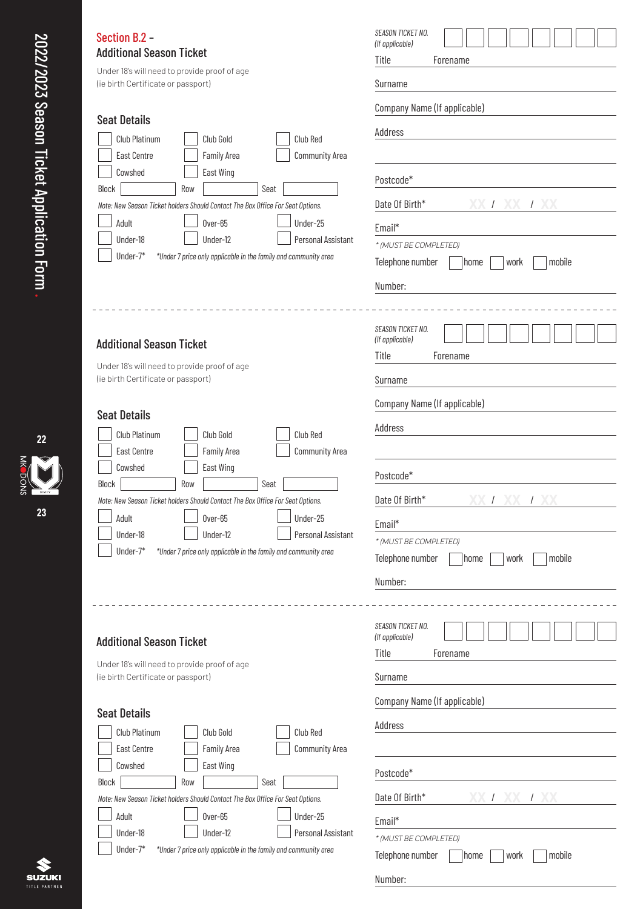# Section B.2 – Additional Season Ticket

Under 18's will need to provide proof of age (ie birth Certificate or passport)

### Seat Details

☐ Club Platinum ☐ Club Gold ☐ Club Red
☐ East Centre ☐ Family Area ☐ Community Area
☐ Cowshed ☐ East Wing

Block ______ Row ______ Seat ______

*Note: New Season Ticket holders Should Contact The Box Office For Seat Options.*

☐ Adult ☐ Over-65 ☐ Under-25
☐ Under-18 ☐ Under-12 ☐ Personal Assistant
☐ Under-7* *\*Under 7 price only applicable in the family and community area*

*SEASON TICKET NO. (If applicable)* ☐☐☐☐☐☐☐☐

Title ______ Forename ______

Surname ______

Company Name (If applicable) ______

Address ______

Postcode* ______

Date Of Birth* XX / XX / XX

Email* ______

*\* (MUST BE COMPLETED)*

Telephone number ☐ home ☐ work ☐ mobile

Number: ______

---

## Additional Season Ticket

Under 18's will need to provide proof of age (ie birth Certificate or passport)

### Seat Details

☐ Club Platinum ☐ Club Gold ☐ Club Red
☐ East Centre ☐ Family Area ☐ Community Area
☐ Cowshed ☐ East Wing

Block ______ Row ______ Seat ______

*Note: New Season Ticket holders Should Contact The Box Office For Seat Options.*

☐ Adult ☐ Over-65 ☐ Under-25
☐ Under-18 ☐ Under-12 ☐ Personal Assistant
☐ Under-7* *\*Under 7 price only applicable in the family and community area*

*SEASON TICKET NO. (If applicable)* ☐☐☐☐☐☐☐☐

Title ______ Forename ______

Surname ______

Company Name (If applicable) ______

Address ______

Postcode* ______

Date Of Birth* XX / XX / XX

Email* ______

*\* (MUST BE COMPLETED)*

Telephone number ☐ home ☐ work ☐ mobile

Number: ______

---

## Additional Season Ticket

Under 18's will need to provide proof of age (ie birth Certificate or passport)

### Seat Details

☐ Club Platinum ☐ Club Gold ☐ Club Red
☐ East Centre ☐ Family Area ☐ Community Area
☐ Cowshed ☐ East Wing

Block ______ Row ______ Seat ______

*Note: New Season Ticket holders Should Contact The Box Office For Seat Options.*

☐ Adult ☐ Over-65 ☐ Under-25
☐ Under-18 ☐ Under-12 ☐ Personal Assistant
☐ Under-7* *\*Under 7 price only applicable in the family and community area*

*SEASON TICKET NO. (If applicable)* ☐☐☐☐☐☐☐☐

Title ______ Forename ______

Surname ______

Company Name (If applicable) ______

Address ______

Postcode* ______

Date Of Birth* XX / XX / XX

Email* ______

*\* (MUST BE COMPLETED)*

Telephone number ☐ home ☐ work ☐ mobile

Number: ______